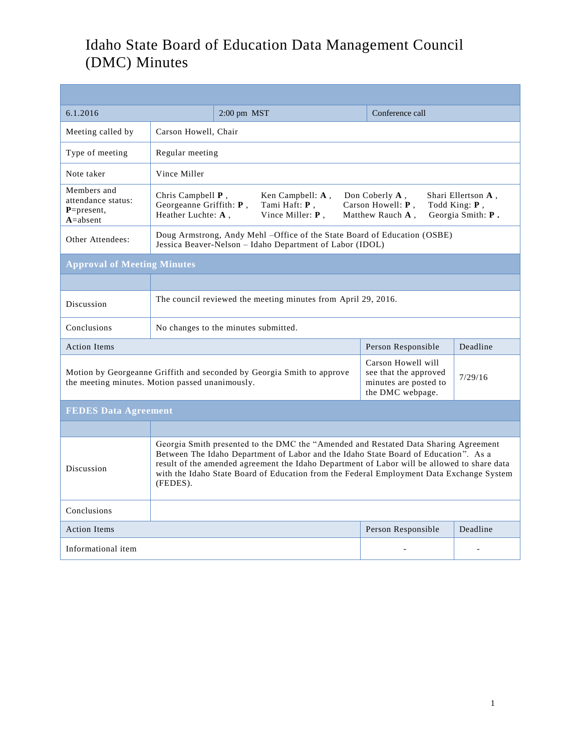# Idaho State Board of Education Data Management Council (DMC) Minutes

| 6.1.2016 | 2:00 pm MST | Conference call |
|---|---|---|
| Meeting called by | Carson Howell, Chair | |
| Type of meeting | Regular meeting | |
| Note taker | Vince Miller | |
| Members and attendance status: **P**=present, **A**=absent | Chris Campbell **P**, Ken Campbell: **A**, Don Coberly **A**, Shari Ellertson **A**, Georgeanne Griffith: **P**, Tami Haft: **P**, Carson Howell: **P**, Todd King: **P**, Heather Luchte: **A**, Vince Miller: **P**, Matthew Rauch **A**, Georgia Smith: **P**. | |
| Other Attendees: | Doug Armstrong, Andy Mehl –Office of the State Board of Education (OSBE) Jessica Beaver-Nelson – Idaho Department of Labor (IDOL) | |

## Approval of Meeting Minutes

| | | |
|---|---|---|
| Discussion | The council reviewed the meeting minutes from April 29, 2016. | |
| Conclusions | No changes to the minutes submitted. | |
| **Action Items** | **Person Responsible** | **Deadline** |
| Motion by Georgeanne Griffith and seconded by Georgia Smith to approve the meeting minutes. Motion passed unanimously. | Carson Howell will see that the approved minutes are posted to the DMC webpage. | 7/29/16 |

## FEDES Data Agreement

| | | |
|---|---|---|
| Discussion | Georgia Smith presented to the DMC the "Amended and Restated Data Sharing Agreement Between The Idaho Department of Labor and the Idaho State Board of Education". As a result of the amended agreement the Idaho Department of Labor will be allowed to share data with the Idaho State Board of Education from the Federal Employment Data Exchange System (FEDES). | |
| Conclusions | | |
| **Action Items** | **Person Responsible** | **Deadline** |
| Informational item | - | - |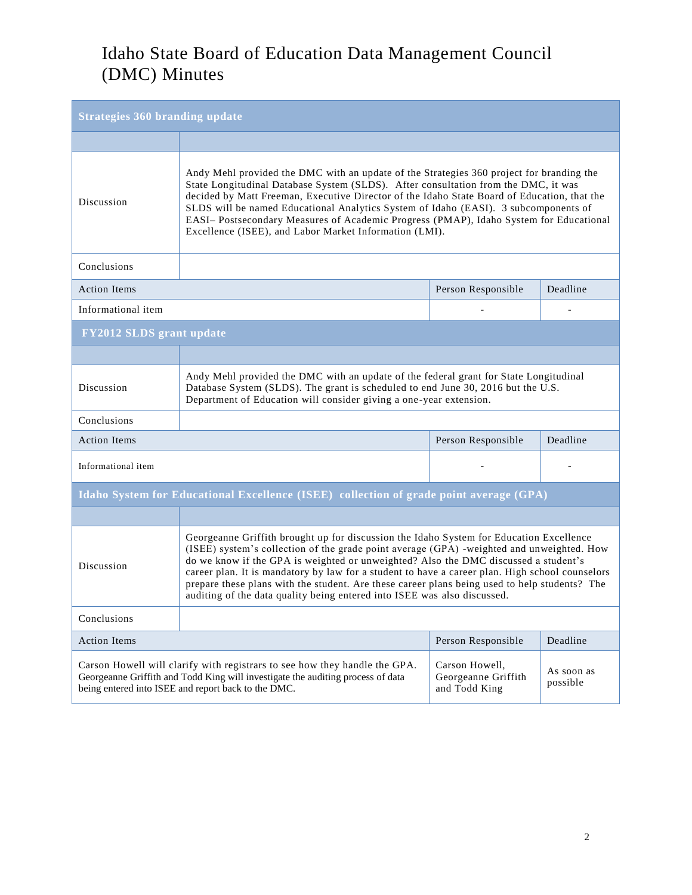# Idaho State Board of Education Data Management Council (DMC) Minutes

| Strategies 360 branding update | | |
|---|---|---|
| Discussion | Andy Mehl provided the DMC with an update of the Strategies 360 project for branding the State Longitudinal Database System (SLDS). After consultation from the DMC, it was decided by Matt Freeman, Executive Director of the Idaho State Board of Education, that the SLDS will be named Educational Analytics System of Idaho (EASI). 3 subcomponents of EASI– Postsecondary Measures of Academic Progress (PMAP), Idaho System for Educational Excellence (ISEE), and Labor Market Information (LMI). | |
| Conclusions | | |
| Action Items | Person Responsible | Deadline |
| Informational item | - | - |

| FY2012 SLDS grant update | | |
|---|---|---|
| Discussion | Andy Mehl provided the DMC with an update of the federal grant for State Longitudinal Database System (SLDS). The grant is scheduled to end June 30, 2016 but the U.S. Department of Education will consider giving a one-year extension. | |
| Conclusions | | |
| Action Items | Person Responsible | Deadline |
| Informational item | - | - |

| Idaho System for Educational Excellence (ISEE) collection of grade point average (GPA) | | |
|---|---|---|
| Discussion | Georgeanne Griffith brought up for discussion the Idaho System for Education Excellence (ISEE) system's collection of the grade point average (GPA) -weighted and unweighted. How do we know if the GPA is weighted or unweighted? Also the DMC discussed a student's career plan. It is mandatory by law for a student to have a career plan. High school counselors prepare these plans with the student. Are these career plans being used to help students? The auditing of the data quality being entered into ISEE was also discussed. | |
| Conclusions | | |
| Action Items | Person Responsible | Deadline |
| Carson Howell will clarify with registrars to see how they handle the GPA. Georgeanne Griffith and Todd King will investigate the auditing process of data being entered into ISEE and report back to the DMC. | Carson Howell, Georgeanne Griffith and Todd King | As soon as possible |